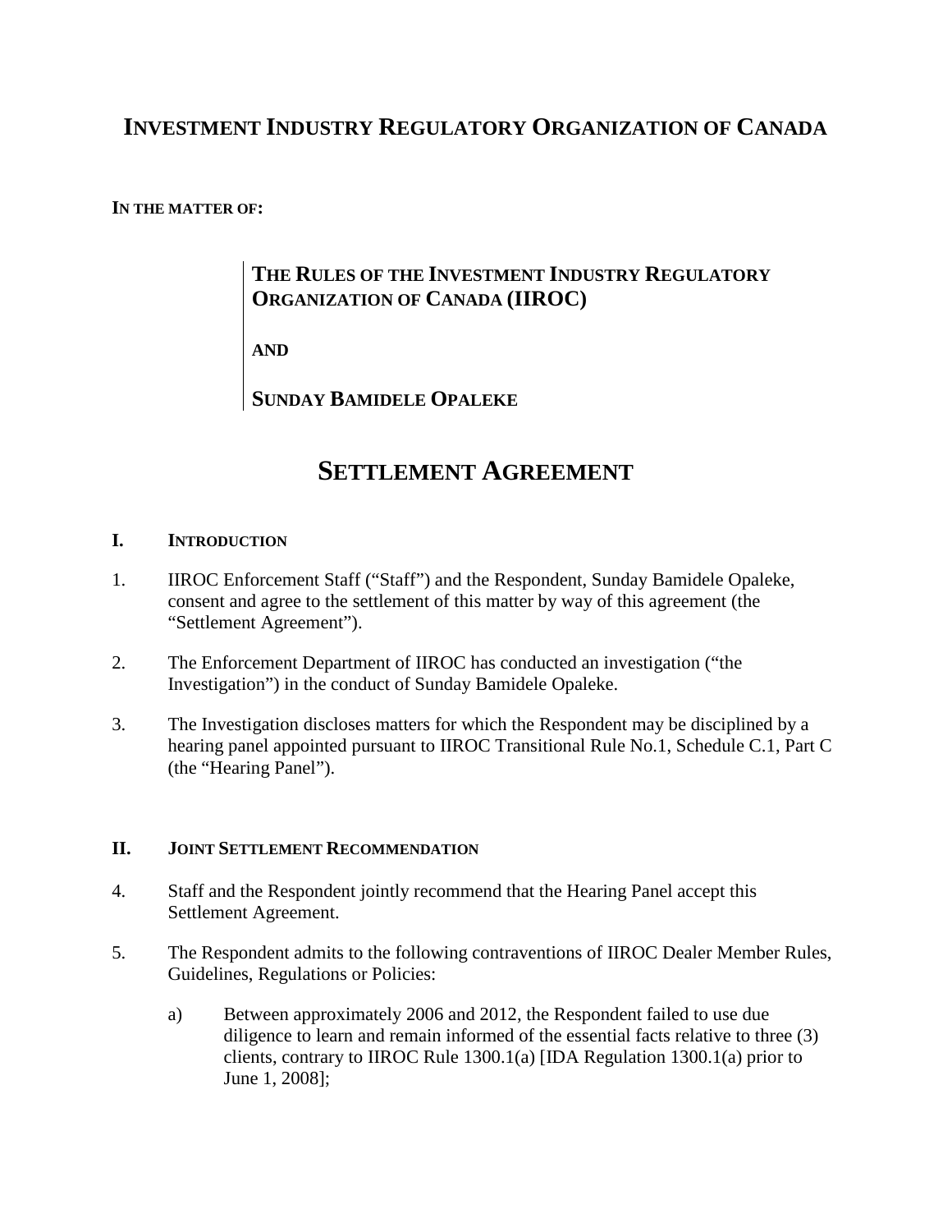# INVESTMENT INDUSTRY REGULATORY ORGANIZATION OF CANADA

**IN THE MATTER OF:**

> **THE RULES OF THE INVESTMENT INDUSTRY REGULATORY ORGANIZATION OF CANADA (IIROC)**
>
> **AND**
>
> **SUNDAY BAMIDELE OPALEKE**

# SETTLEMENT AGREEMENT

## I. INTRODUCTION

1. IIROC Enforcement Staff ("Staff") and the Respondent, Sunday Bamidele Opaleke, consent and agree to the settlement of this matter by way of this agreement (the "Settlement Agreement").

2. The Enforcement Department of IIROC has conducted an investigation ("the Investigation") in the conduct of Sunday Bamidele Opaleke.

3. The Investigation discloses matters for which the Respondent may be disciplined by a hearing panel appointed pursuant to IIROC Transitional Rule No.1, Schedule C.1, Part C (the "Hearing Panel").

## II. JOINT SETTLEMENT RECOMMENDATION

4. Staff and the Respondent jointly recommend that the Hearing Panel accept this Settlement Agreement.

5. The Respondent admits to the following contraventions of IIROC Dealer Member Rules, Guidelines, Regulations or Policies:

   a) Between approximately 2006 and 2012, the Respondent failed to use due diligence to learn and remain informed of the essential facts relative to three (3) clients, contrary to IIROC Rule 1300.1(a) [IDA Regulation 1300.1(a) prior to June 1, 2008];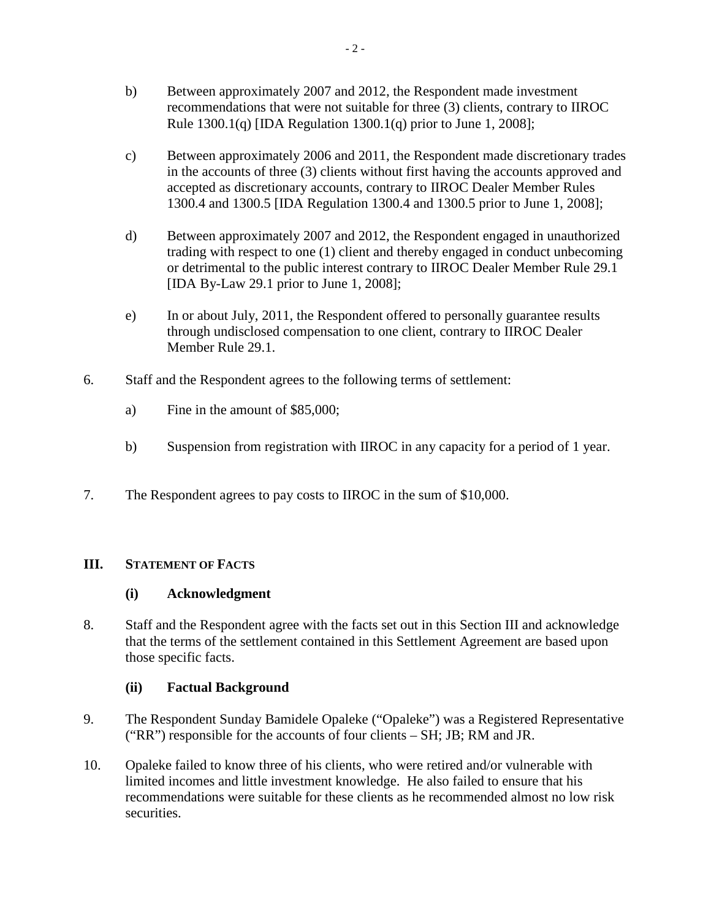b) Between approximately 2007 and 2012, the Respondent made investment recommendations that were not suitable for three (3) clients, contrary to IIROC Rule 1300.1(q) [IDA Regulation 1300.1(q) prior to June 1, 2008];

c) Between approximately 2006 and 2011, the Respondent made discretionary trades in the accounts of three (3) clients without first having the accounts approved and accepted as discretionary accounts, contrary to IIROC Dealer Member Rules 1300.4 and 1300.5 [IDA Regulation 1300.4 and 1300.5 prior to June 1, 2008];

d) Between approximately 2007 and 2012, the Respondent engaged in unauthorized trading with respect to one (1) client and thereby engaged in conduct unbecoming or detrimental to the public interest contrary to IIROC Dealer Member Rule 29.1 [IDA By-Law 29.1 prior to June 1, 2008];

e) In or about July, 2011, the Respondent offered to personally guarantee results through undisclosed compensation to one client, contrary to IIROC Dealer Member Rule 29.1.

6. Staff and the Respondent agrees to the following terms of settlement:

   a) Fine in the amount of $85,000;

   b) Suspension from registration with IIROC in any capacity for a period of 1 year.

7. The Respondent agrees to pay costs to IIROC in the sum of $10,000.

## III. STATEMENT OF FACTS

### (i) Acknowledgment

8. Staff and the Respondent agree with the facts set out in this Section III and acknowledge that the terms of the settlement contained in this Settlement Agreement are based upon those specific facts.

### (ii) Factual Background

9. The Respondent Sunday Bamidele Opaleke ("Opaleke") was a Registered Representative ("RR") responsible for the accounts of four clients – SH; JB; RM and JR.

10. Opaleke failed to know three of his clients, who were retired and/or vulnerable with limited incomes and little investment knowledge. He also failed to ensure that his recommendations were suitable for these clients as he recommended almost no low risk securities.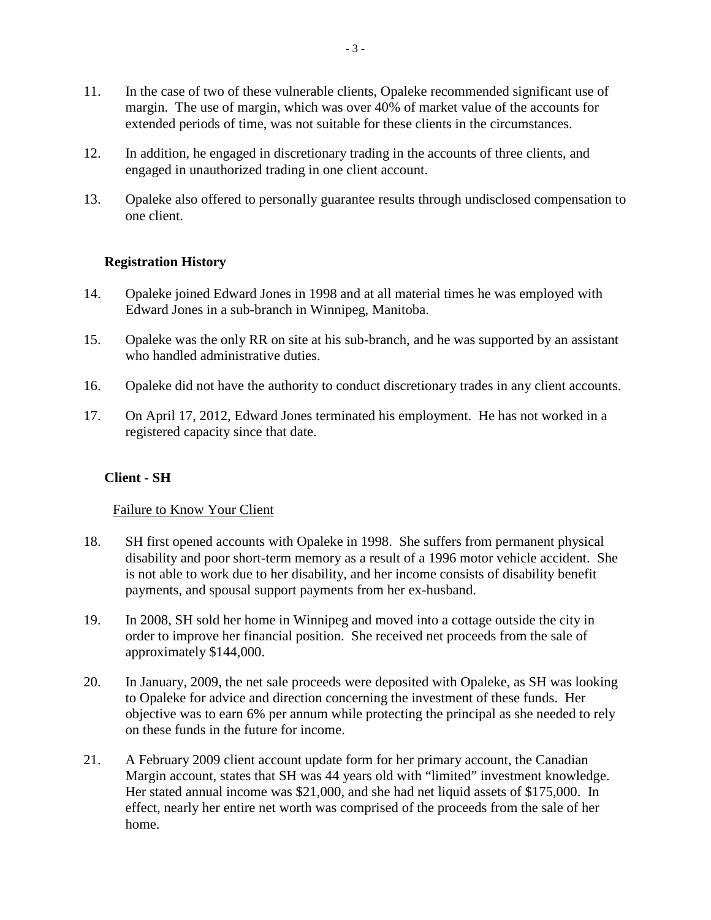11. In the case of two of these vulnerable clients, Opaleke recommended significant use of margin. The use of margin, which was over 40% of market value of the accounts for extended periods of time, was not suitable for these clients in the circumstances.

12. In addition, he engaged in discretionary trading in the accounts of three clients, and engaged in unauthorized trading in one client account.

13. Opaleke also offered to personally guarantee results through undisclosed compensation to one client.

**Registration History**

14. Opaleke joined Edward Jones in 1998 and at all material times he was employed with Edward Jones in a sub-branch in Winnipeg, Manitoba.

15. Opaleke was the only RR on site at his sub-branch, and he was supported by an assistant who handled administrative duties.

16. Opaleke did not have the authority to conduct discretionary trades in any client accounts.

17. On April 17, 2012, Edward Jones terminated his employment. He has not worked in a registered capacity since that date.

**Client - SH**

Failure to Know Your Client

18. SH first opened accounts with Opaleke in 1998. She suffers from permanent physical disability and poor short-term memory as a result of a 1996 motor vehicle accident. She is not able to work due to her disability, and her income consists of disability benefit payments, and spousal support payments from her ex-husband.

19. In 2008, SH sold her home in Winnipeg and moved into a cottage outside the city in order to improve her financial position. She received net proceeds from the sale of approximately $144,000.

20. In January, 2009, the net sale proceeds were deposited with Opaleke, as SH was looking to Opaleke for advice and direction concerning the investment of these funds. Her objective was to earn 6% per annum while protecting the principal as she needed to rely on these funds in the future for income.

21. A February 2009 client account update form for her primary account, the Canadian Margin account, states that SH was 44 years old with "limited" investment knowledge. Her stated annual income was $21,000, and she had net liquid assets of $175,000. In effect, nearly her entire net worth was comprised of the proceeds from the sale of her home.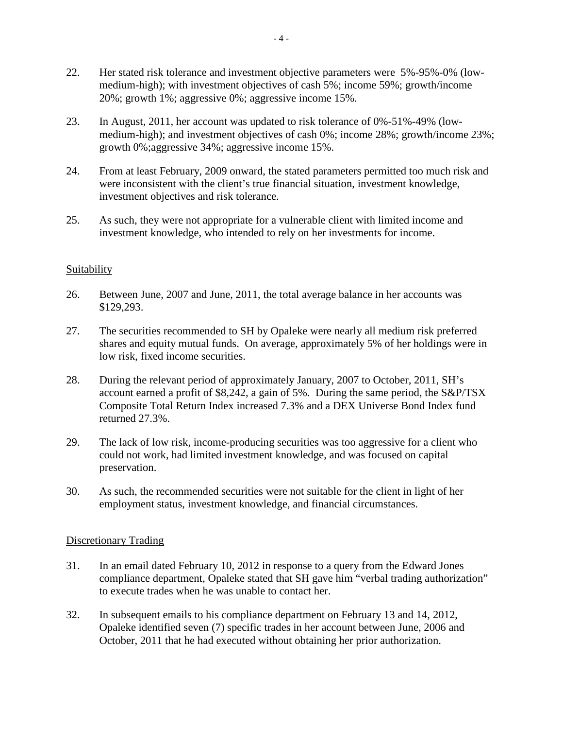22. Her stated risk tolerance and investment objective parameters were 5%-95%-0% (low-medium-high); with investment objectives of cash 5%; income 59%; growth/income 20%; growth 1%; aggressive 0%; aggressive income 15%.

23. In August, 2011, her account was updated to risk tolerance of 0%-51%-49% (low-medium-high); and investment objectives of cash 0%; income 28%; growth/income 23%; growth 0%;aggressive 34%; aggressive income 15%.

24. From at least February, 2009 onward, the stated parameters permitted too much risk and were inconsistent with the client's true financial situation, investment knowledge, investment objectives and risk tolerance.

25. As such, they were not appropriate for a vulnerable client with limited income and investment knowledge, who intended to rely on her investments for income.

## Suitability

26. Between June, 2007 and June, 2011, the total average balance in her accounts was $129,293.

27. The securities recommended to SH by Opaleke were nearly all medium risk preferred shares and equity mutual funds. On average, approximately 5% of her holdings were in low risk, fixed income securities.

28. During the relevant period of approximately January, 2007 to October, 2011, SH's account earned a profit of $8,242, a gain of 5%. During the same period, the S&P/TSX Composite Total Return Index increased 7.3% and a DEX Universe Bond Index fund returned 27.3%.

29. The lack of low risk, income-producing securities was too aggressive for a client who could not work, had limited investment knowledge, and was focused on capital preservation.

30. As such, the recommended securities were not suitable for the client in light of her employment status, investment knowledge, and financial circumstances.

## Discretionary Trading

31. In an email dated February 10, 2012 in response to a query from the Edward Jones compliance department, Opaleke stated that SH gave him "verbal trading authorization" to execute trades when he was unable to contact her.

32. In subsequent emails to his compliance department on February 13 and 14, 2012, Opaleke identified seven (7) specific trades in her account between June, 2006 and October, 2011 that he had executed without obtaining her prior authorization.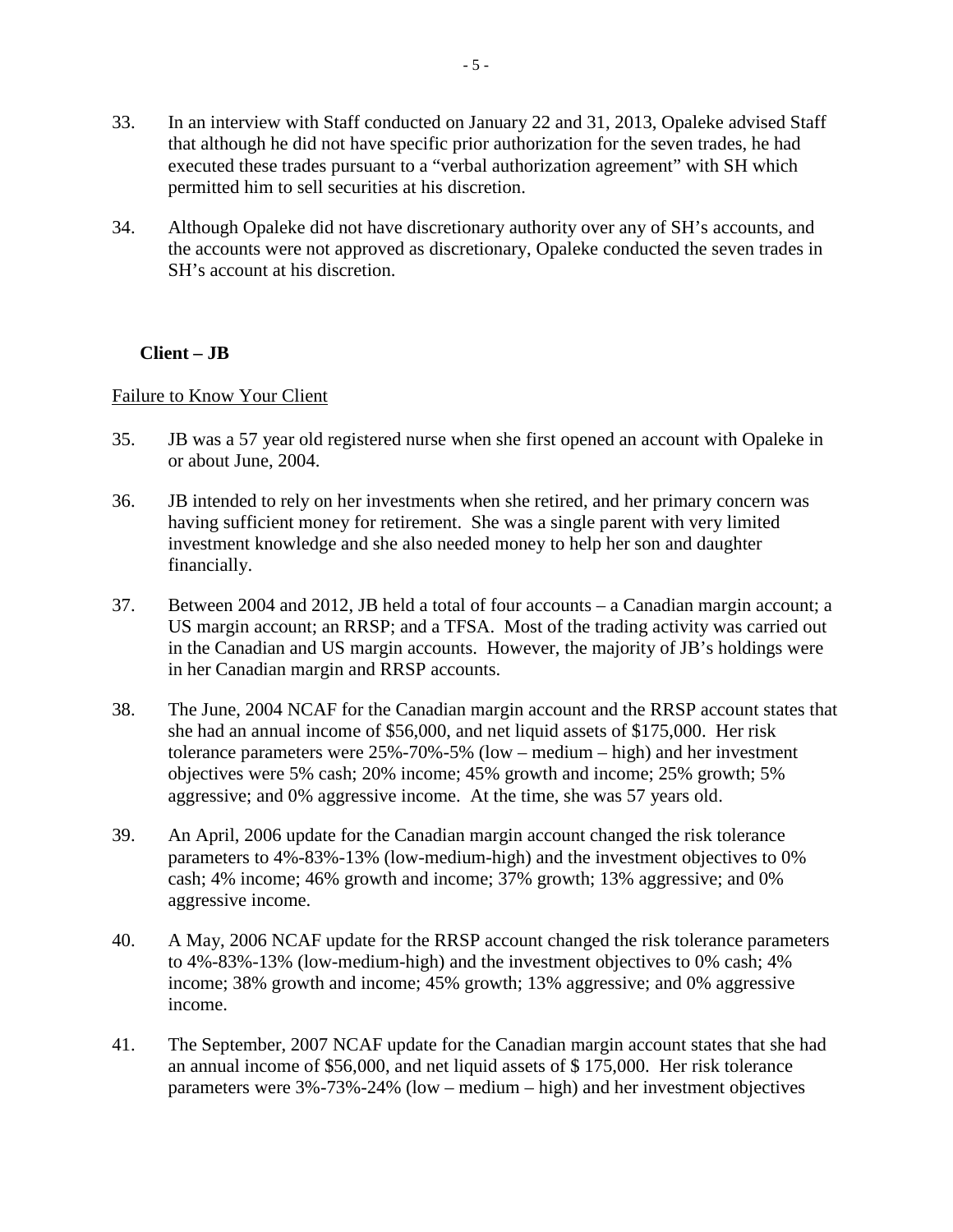33. In an interview with Staff conducted on January 22 and 31, 2013, Opaleke advised Staff that although he did not have specific prior authorization for the seven trades, he had executed these trades pursuant to a "verbal authorization agreement" with SH which permitted him to sell securities at his discretion.

34. Although Opaleke did not have discretionary authority over any of SH's accounts, and the accounts were not approved as discretionary, Opaleke conducted the seven trades in SH's account at his discretion.

**Client – JB**

<u>Failure to Know Your Client</u>

35. JB was a 57 year old registered nurse when she first opened an account with Opaleke in or about June, 2004.

36. JB intended to rely on her investments when she retired, and her primary concern was having sufficient money for retirement. She was a single parent with very limited investment knowledge and she also needed money to help her son and daughter financially.

37. Between 2004 and 2012, JB held a total of four accounts – a Canadian margin account; a US margin account; an RRSP; and a TFSA. Most of the trading activity was carried out in the Canadian and US margin accounts. However, the majority of JB's holdings were in her Canadian margin and RRSP accounts.

38. The June, 2004 NCAF for the Canadian margin account and the RRSP account states that she had an annual income of $56,000, and net liquid assets of $175,000. Her risk tolerance parameters were 25%-70%-5% (low – medium – high) and her investment objectives were 5% cash; 20% income; 45% growth and income; 25% growth; 5% aggressive; and 0% aggressive income. At the time, she was 57 years old.

39. An April, 2006 update for the Canadian margin account changed the risk tolerance parameters to 4%-83%-13% (low-medium-high) and the investment objectives to 0% cash; 4% income; 46% growth and income; 37% growth; 13% aggressive; and 0% aggressive income.

40. A May, 2006 NCAF update for the RRSP account changed the risk tolerance parameters to 4%-83%-13% (low-medium-high) and the investment objectives to 0% cash; 4% income; 38% growth and income; 45% growth; 13% aggressive; and 0% aggressive income.

41. The September, 2007 NCAF update for the Canadian margin account states that she had an annual income of $56,000, and net liquid assets of $ 175,000. Her risk tolerance parameters were 3%-73%-24% (low – medium – high) and her investment objectives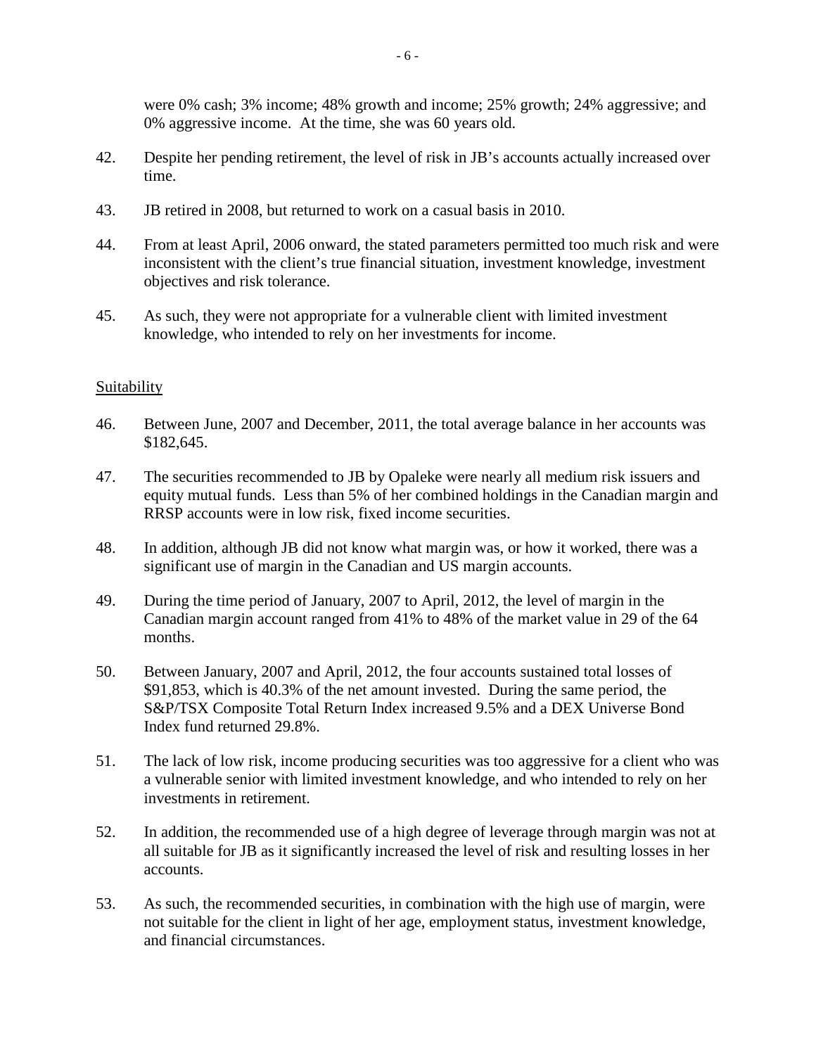were 0% cash; 3% income; 48% growth and income; 25% growth; 24% aggressive; and 0% aggressive income. At the time, she was 60 years old.

42. Despite her pending retirement, the level of risk in JB's accounts actually increased over time.

43. JB retired in 2008, but returned to work on a casual basis in 2010.

44. From at least April, 2006 onward, the stated parameters permitted too much risk and were inconsistent with the client's true financial situation, investment knowledge, investment objectives and risk tolerance.

45. As such, they were not appropriate for a vulnerable client with limited investment knowledge, who intended to rely on her investments for income.

Suitability

46. Between June, 2007 and December, 2011, the total average balance in her accounts was \$182,645.

47. The securities recommended to JB by Opaleke were nearly all medium risk issuers and equity mutual funds. Less than 5% of her combined holdings in the Canadian margin and RRSP accounts were in low risk, fixed income securities.

48. In addition, although JB did not know what margin was, or how it worked, there was a significant use of margin in the Canadian and US margin accounts.

49. During the time period of January, 2007 to April, 2012, the level of margin in the Canadian margin account ranged from 41% to 48% of the market value in 29 of the 64 months.

50. Between January, 2007 and April, 2012, the four accounts sustained total losses of \$91,853, which is 40.3% of the net amount invested. During the same period, the S&P/TSX Composite Total Return Index increased 9.5% and a DEX Universe Bond Index fund returned 29.8%.

51. The lack of low risk, income producing securities was too aggressive for a client who was a vulnerable senior with limited investment knowledge, and who intended to rely on her investments in retirement.

52. In addition, the recommended use of a high degree of leverage through margin was not at all suitable for JB as it significantly increased the level of risk and resulting losses in her accounts.

53. As such, the recommended securities, in combination with the high use of margin, were not suitable for the client in light of her age, employment status, investment knowledge, and financial circumstances.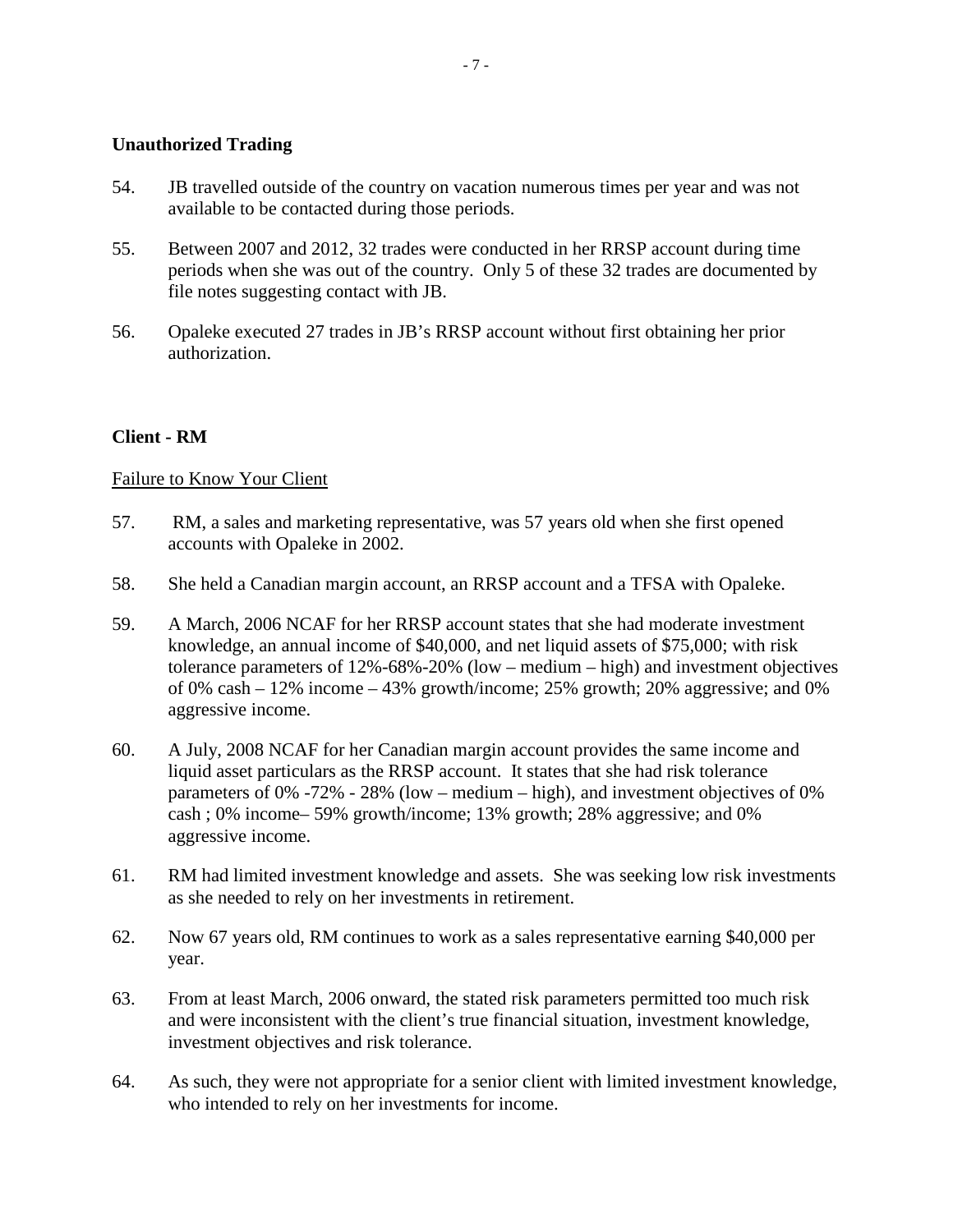**Unauthorized Trading**

54. JB travelled outside of the country on vacation numerous times per year and was not available to be contacted during those periods.

55. Between 2007 and 2012, 32 trades were conducted in her RRSP account during time periods when she was out of the country. Only 5 of these 32 trades are documented by file notes suggesting contact with JB.

56. Opaleke executed 27 trades in JB's RRSP account without first obtaining her prior authorization.

**Client - RM**

Failure to Know Your Client

57. RM, a sales and marketing representative, was 57 years old when she first opened accounts with Opaleke in 2002.

58. She held a Canadian margin account, an RRSP account and a TFSA with Opaleke.

59. A March, 2006 NCAF for her RRSP account states that she had moderate investment knowledge, an annual income of $40,000, and net liquid assets of $75,000; with risk tolerance parameters of 12%-68%-20% (low – medium – high) and investment objectives of 0% cash – 12% income – 43% growth/income; 25% growth; 20% aggressive; and 0% aggressive income.

60. A July, 2008 NCAF for her Canadian margin account provides the same income and liquid asset particulars as the RRSP account. It states that she had risk tolerance parameters of 0% -72% - 28% (low – medium – high), and investment objectives of 0% cash ; 0% income– 59% growth/income; 13% growth; 28% aggressive; and 0% aggressive income.

61. RM had limited investment knowledge and assets. She was seeking low risk investments as she needed to rely on her investments in retirement.

62. Now 67 years old, RM continues to work as a sales representative earning $40,000 per year.

63. From at least March, 2006 onward, the stated risk parameters permitted too much risk and were inconsistent with the client's true financial situation, investment knowledge, investment objectives and risk tolerance.

64. As such, they were not appropriate for a senior client with limited investment knowledge, who intended to rely on her investments for income.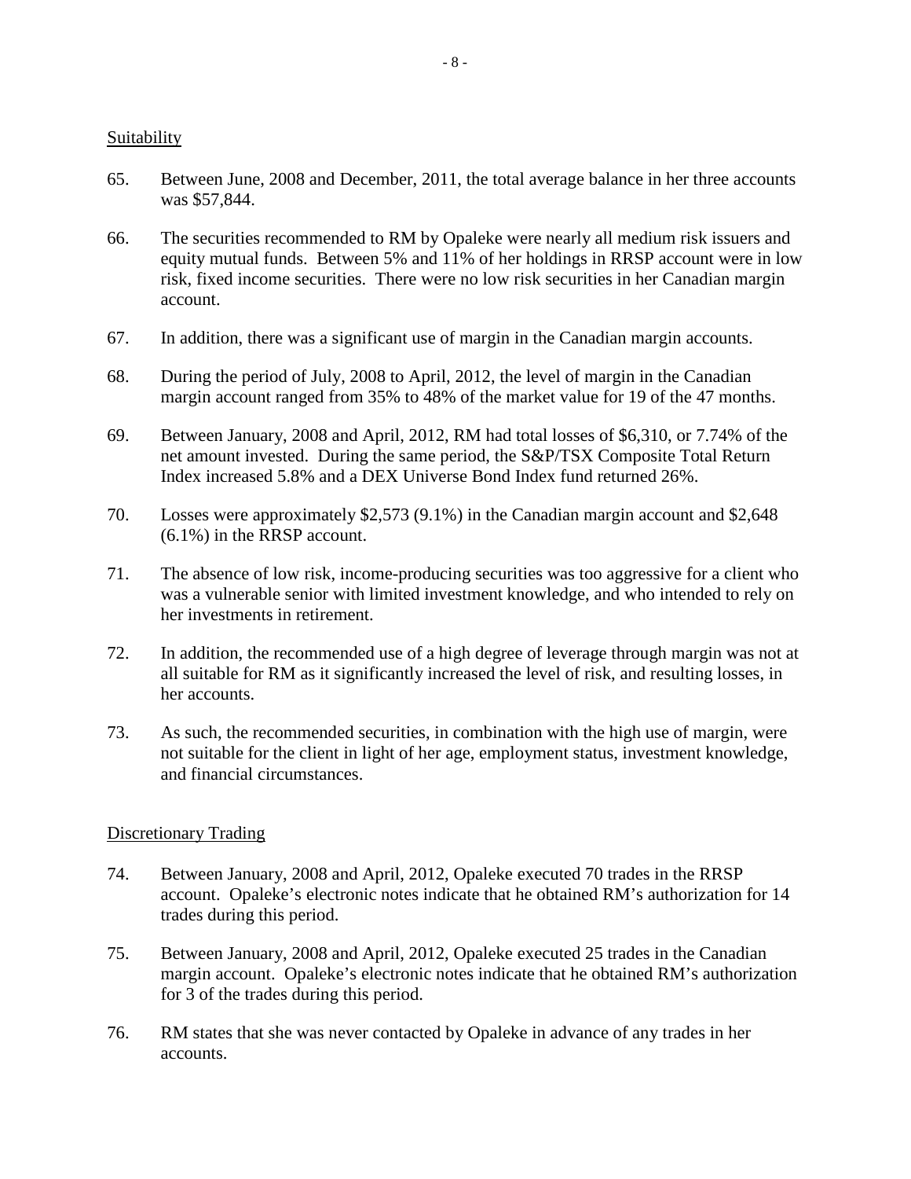## Suitability

65. Between June, 2008 and December, 2011, the total average balance in her three accounts was $57,844.

66. The securities recommended to RM by Opaleke were nearly all medium risk issuers and equity mutual funds. Between 5% and 11% of her holdings in RRSP account were in low risk, fixed income securities. There were no low risk securities in her Canadian margin account.

67. In addition, there was a significant use of margin in the Canadian margin accounts.

68. During the period of July, 2008 to April, 2012, the level of margin in the Canadian margin account ranged from 35% to 48% of the market value for 19 of the 47 months.

69. Between January, 2008 and April, 2012, RM had total losses of $6,310, or 7.74% of the net amount invested. During the same period, the S&P/TSX Composite Total Return Index increased 5.8% and a DEX Universe Bond Index fund returned 26%.

70. Losses were approximately $2,573 (9.1%) in the Canadian margin account and $2,648 (6.1%) in the RRSP account.

71. The absence of low risk, income-producing securities was too aggressive for a client who was a vulnerable senior with limited investment knowledge, and who intended to rely on her investments in retirement.

72. In addition, the recommended use of a high degree of leverage through margin was not at all suitable for RM as it significantly increased the level of risk, and resulting losses, in her accounts.

73. As such, the recommended securities, in combination with the high use of margin, were not suitable for the client in light of her age, employment status, investment knowledge, and financial circumstances.

## Discretionary Trading

74. Between January, 2008 and April, 2012, Opaleke executed 70 trades in the RRSP account. Opaleke's electronic notes indicate that he obtained RM's authorization for 14 trades during this period.

75. Between January, 2008 and April, 2012, Opaleke executed 25 trades in the Canadian margin account. Opaleke's electronic notes indicate that he obtained RM's authorization for 3 of the trades during this period.

76. RM states that she was never contacted by Opaleke in advance of any trades in her accounts.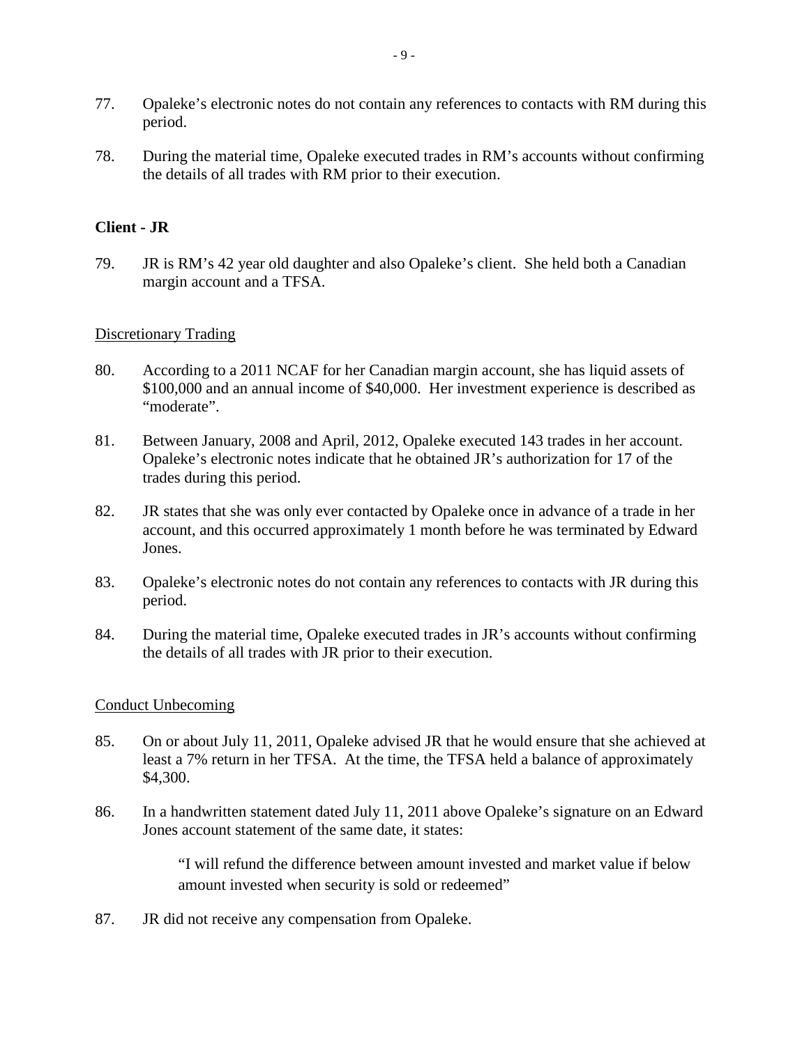77. Opaleke's electronic notes do not contain any references to contacts with RM during this period.

78. During the material time, Opaleke executed trades in RM's accounts without confirming the details of all trades with RM prior to their execution.

**Client - JR**

79. JR is RM's 42 year old daughter and also Opaleke's client. She held both a Canadian margin account and a TFSA.

Discretionary Trading

80. According to a 2011 NCAF for her Canadian margin account, she has liquid assets of \$100,000 and an annual income of \$40,000. Her investment experience is described as "moderate".

81. Between January, 2008 and April, 2012, Opaleke executed 143 trades in her account. Opaleke's electronic notes indicate that he obtained JR's authorization for 17 of the trades during this period.

82. JR states that she was only ever contacted by Opaleke once in advance of a trade in her account, and this occurred approximately 1 month before he was terminated by Edward Jones.

83. Opaleke's electronic notes do not contain any references to contacts with JR during this period.

84. During the material time, Opaleke executed trades in JR's accounts without confirming the details of all trades with JR prior to their execution.

Conduct Unbecoming

85. On or about July 11, 2011, Opaleke advised JR that he would ensure that she achieved at least a 7% return in her TFSA. At the time, the TFSA held a balance of approximately \$4,300.

86. In a handwritten statement dated July 11, 2011 above Opaleke's signature on an Edward Jones account statement of the same date, it states:

> "I will refund the difference between amount invested and market value if below amount invested when security is sold or redeemed"

87. JR did not receive any compensation from Opaleke.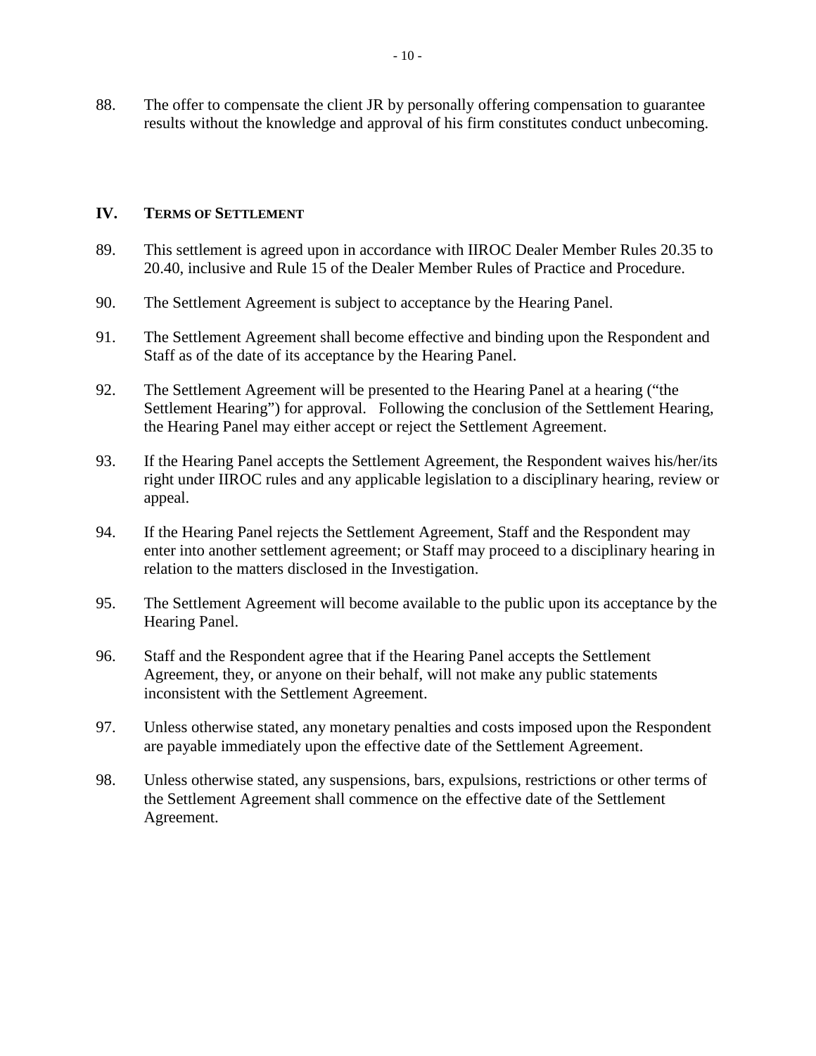88. The offer to compensate the client JR by personally offering compensation to guarantee results without the knowledge and approval of his firm constitutes conduct unbecoming.

## IV. TERMS OF SETTLEMENT

89. This settlement is agreed upon in accordance with IIROC Dealer Member Rules 20.35 to 20.40, inclusive and Rule 15 of the Dealer Member Rules of Practice and Procedure.

90. The Settlement Agreement is subject to acceptance by the Hearing Panel.

91. The Settlement Agreement shall become effective and binding upon the Respondent and Staff as of the date of its acceptance by the Hearing Panel.

92. The Settlement Agreement will be presented to the Hearing Panel at a hearing ("the Settlement Hearing") for approval. Following the conclusion of the Settlement Hearing, the Hearing Panel may either accept or reject the Settlement Agreement.

93. If the Hearing Panel accepts the Settlement Agreement, the Respondent waives his/her/its right under IIROC rules and any applicable legislation to a disciplinary hearing, review or appeal.

94. If the Hearing Panel rejects the Settlement Agreement, Staff and the Respondent may enter into another settlement agreement; or Staff may proceed to a disciplinary hearing in relation to the matters disclosed in the Investigation.

95. The Settlement Agreement will become available to the public upon its acceptance by the Hearing Panel.

96. Staff and the Respondent agree that if the Hearing Panel accepts the Settlement Agreement, they, or anyone on their behalf, will not make any public statements inconsistent with the Settlement Agreement.

97. Unless otherwise stated, any monetary penalties and costs imposed upon the Respondent are payable immediately upon the effective date of the Settlement Agreement.

98. Unless otherwise stated, any suspensions, bars, expulsions, restrictions or other terms of the Settlement Agreement shall commence on the effective date of the Settlement Agreement.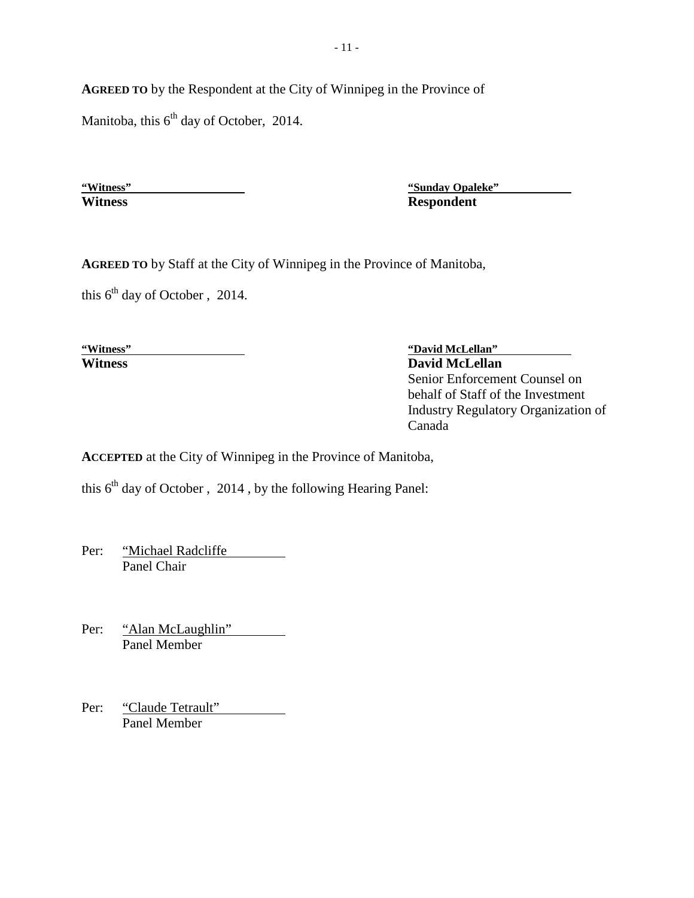**AGREED TO** by the Respondent at the City of Winnipeg in the Province of Manitoba, this 6th day of October, 2014.

| | |
|---|---|
| **"Witness"** | **"Sunday Opaleke"** |
| **Witness** | **Respondent** |

**AGREED TO** by Staff at the City of Winnipeg in the Province of Manitoba, this 6th day of October , 2014.

| | |
|---|---|
| **"Witness"** | **"David McLellan"** |
| **Witness** | **David McLellan**<br>Senior Enforcement Counsel on behalf of Staff of the Investment Industry Regulatory Organization of Canada |

**ACCEPTED** at the City of Winnipeg in the Province of Manitoba, this 6th day of October , 2014 , by the following Hearing Panel:

Per: "Michael Radcliffe
Panel Chair

Per: "Alan McLaughlin"
Panel Member

Per: "Claude Tetrault"
Panel Member